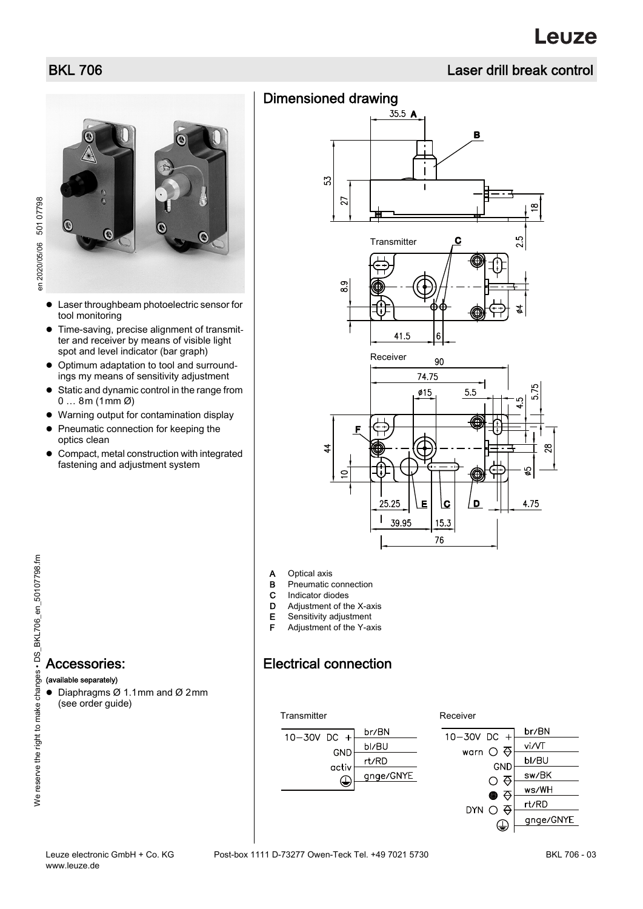# BKL 706

## Laser drill break control

- Laser throughbeam photoelectric sensor for tool monitoring
- Time-saving, precise alignment of transmitter and receiver by means of visible light spot and level indicator (bar graph)
- Optimum adaptation to tool and surroundings my means of sensitivity adjustment
- Static and dynamic control in the range from 0 … 8m (1mm Ø)
- Warning output for contamination display
- Pneumatic connection for keeping the optics clean
- Compact, metal construction with integrated fastening and adjustment system

## Accessories:

**(available separately)**

- Diaphragms Ø 1.1mm and Ø 2mm (see order guide)

## Dimensioned drawing

A Optical axis
B Pneumatic connection
C Indicator diodes
D Adjustment of the X-axis
E Sensitivity adjustment
F Adjustment of the Y-axis

## Electrical connection

Transmitter

| | |
|---|---|
| 10–30V DC + | br/BN |
| GND | bl/BU |
| activ | rt/RD |
| ⏚ | gnge/GNYE |

Receiver

| | |
|---|---|
| 10–30V DC + | br/BN |
| warn | vi/VT |
| GND | bl/BU |
| | sw/BK |
| | ws/WH |
| DYN | rt/RD |
| ⏚ | gnge/GNYE |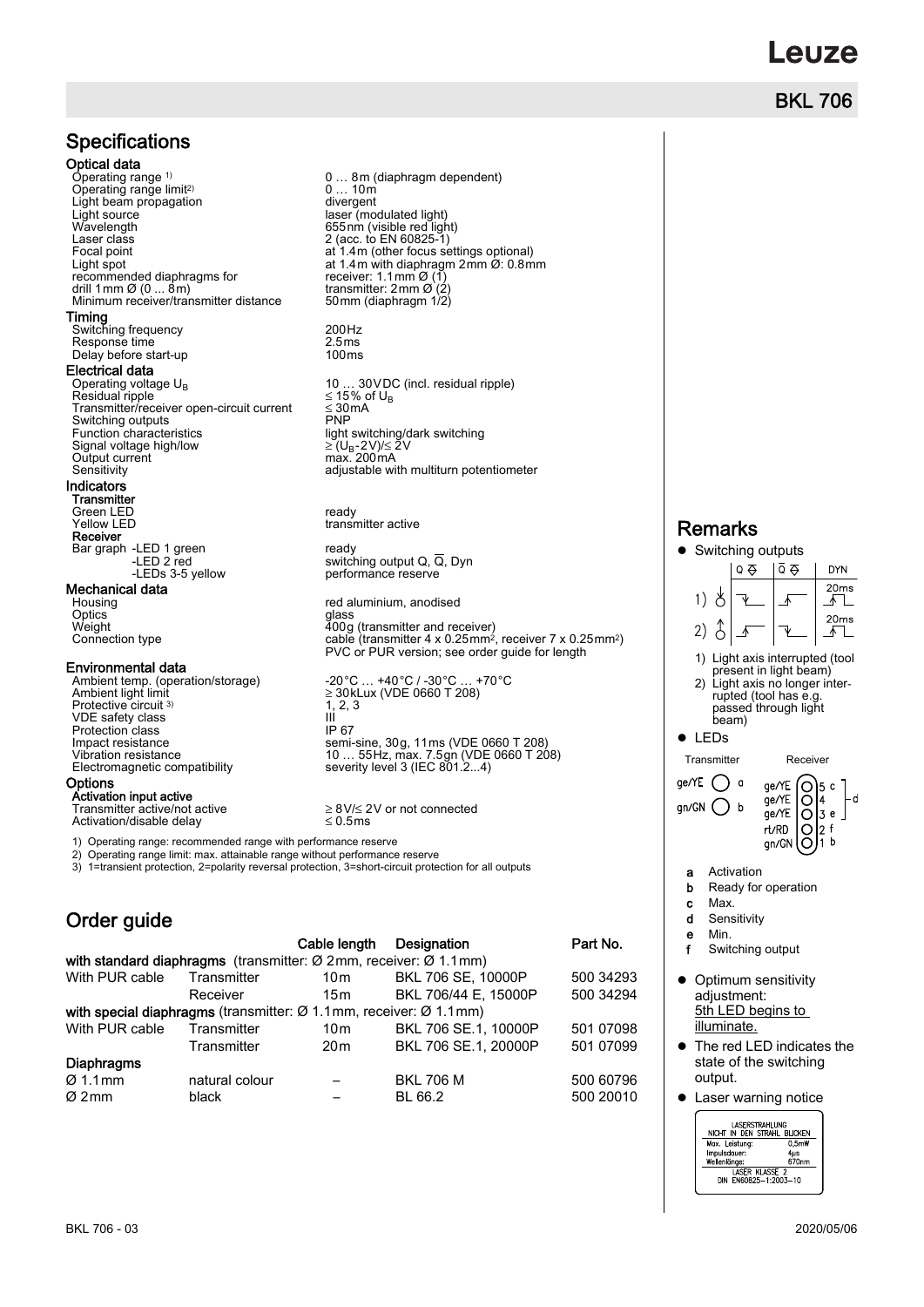# Leuze

## BKL 706

## Specifications

### Optical data

| | |
|---|---|
| Operating range [1] | 0 … 8m (diaphragm dependent) |
| Operating range limit[2] | 0 … 10m |
| Light beam propagation | divergent |
| Light source | laser (modulated light) |
| Wavelength | 655nm (visible red light) |
| Laser class | 2 (acc. to EN 60825-1) |
| Focal point | at 1.4m (other focus settings optional) |
| Light spot | at 1.4m with diaphragm 2mm Ø: 0.8mm |
| recommended diaphragms for | receiver: 1.1mm Ø (1) |
| drill 1mm Ø (0 ... 8m) | transmitter: 2mm Ø (2) |
| Minimum receiver/transmitter distance | 50mm (diaphragm 1/2) |

### Timing

| | |
|---|---|
| Switching frequency | 200Hz |
| Response time | 2.5ms |
| Delay before start-up | 100ms |

### Electrical data

| | |
|---|---|
| Operating voltage $U_B$ | 10 … 30VDC (incl. residual ripple) |
| Residual ripple | ≤ 15% of $U_B$ |
| Transmitter/receiver open-circuit current | ≤ 30mA |
| Switching outputs | PNP |
| Function characteristics | light switching/dark switching |
| Signal voltage high/low | ≥ ($U_B$-2V)/≤ 2V |
| Output current | max. 200mA |
| Sensitivity | adjustable with multiturn potentiometer |

### Indicators

**Transmitter**

| | |
|---|---|
| Green LED | ready |
| Yellow LED | transmitter active |

**Receiver**

| | |
|---|---|
| Bar graph -LED 1 green | ready |
| -LED 2 red | switching output Q, $\overline{Q}$, Dyn |
| -LEDs 3-5 yellow | performance reserve |

### Mechanical data

| | |
|---|---|
| Housing | red aluminium, anodised |
| Optics | glass |
| Weight | 400g (transmitter and receiver) |
| Connection type | cable (transmitter 4 x 0.25mm², receiver 7 x 0.25mm²) PVC or PUR version; see order guide for length |

### Environmental data

| | |
|---|---|
| Ambient temp. (operation/storage) | -20°C … +40°C / -30°C … +70°C |
| Ambient light limit | ≥ 30kLux (VDE 0660 T 208) |
| Protective circuit [3] | 1, 2, 3 |
| VDE safety class | III |
| Protection class | IP 67 |
| Impact resistance | semi-sine, 30g, 11ms (VDE 0660 T 208) |
| Vibration resistance | 10 … 55Hz, max. 7.5gn (VDE 0660 T 208) |
| Electromagnetic compatibility | severity level 3 (IEC 801.2...4) |

### Options

**Activation input active**

| | |
|---|---|
| Transmitter active/not active | ≥ 8V/≤ 2V or not connected |
| Activation/disable delay | ≤ 0.5ms |

1) Operating range: recommended range with performance reserve
2) Operating range limit: max. attainable range without performance reserve
3) 1=transient protection, 2=polarity reversal protection, 3=short-circuit protection for all outputs

## Order guide

| | | Cable length | Designation | Part No. |
|---|---|---|---|---|
| **with standard diaphragms** (transmitter: Ø 2mm, receiver: Ø 1.1mm) | | | | |
| With PUR cable | Transmitter | 10m | BKL 706 SE, 10000P | 500 34293 |
| | Receiver | 15m | BKL 706/44 E, 15000P | 500 34294 |
| **with special diaphragms** (transmitter: Ø 1.1mm, receiver: Ø 1.1mm) | | | | |
| With PUR cable | Transmitter | 10m | BKL 706 SE.1, 10000P | 501 07098 |
| | Transmitter | 20m | BKL 706 SE.1, 20000P | 501 07099 |
| **Diaphragms** | | | | |
| Ø 1.1mm | natural colour | – | BKL 706 M | 500 60796 |
| Ø 2mm | black | – | BL 66.2 | 500 20010 |

## Remarks

- Switching outputs

Q, $\overline{Q}$, DYN, 20ms, 20ms

1) Light axis interrupted (tool present in light beam)
2) Light axis no longer interrupted (tool has e.g. passed through light beam)

- LEDs

Transmitter: ge/YE a, gn/GN b

Receiver: ge/YE 5 c, ge/YE 4, ge/YE 3 e, rt/RD 2 f, gn/GN 1 b, d

**a** Activation
**b** Ready for operation
**c** Max.
**d** Sensitivity
**e** Min.
**f** Switching output

- Optimum sensitivity adjustment: 5th LED begins to illuminate.
- The red LED indicates the state of the switching output.
- Laser warning notice

LASERSTRAHLUNG
NICHT IN DEN STRAHL BLICKEN
Max. Leistung: 0,5mW
Impulsdauer: 4µs
Wellenlänge: 670nm
LASER KLASSE 2
DIN EN60825-1:2003-10